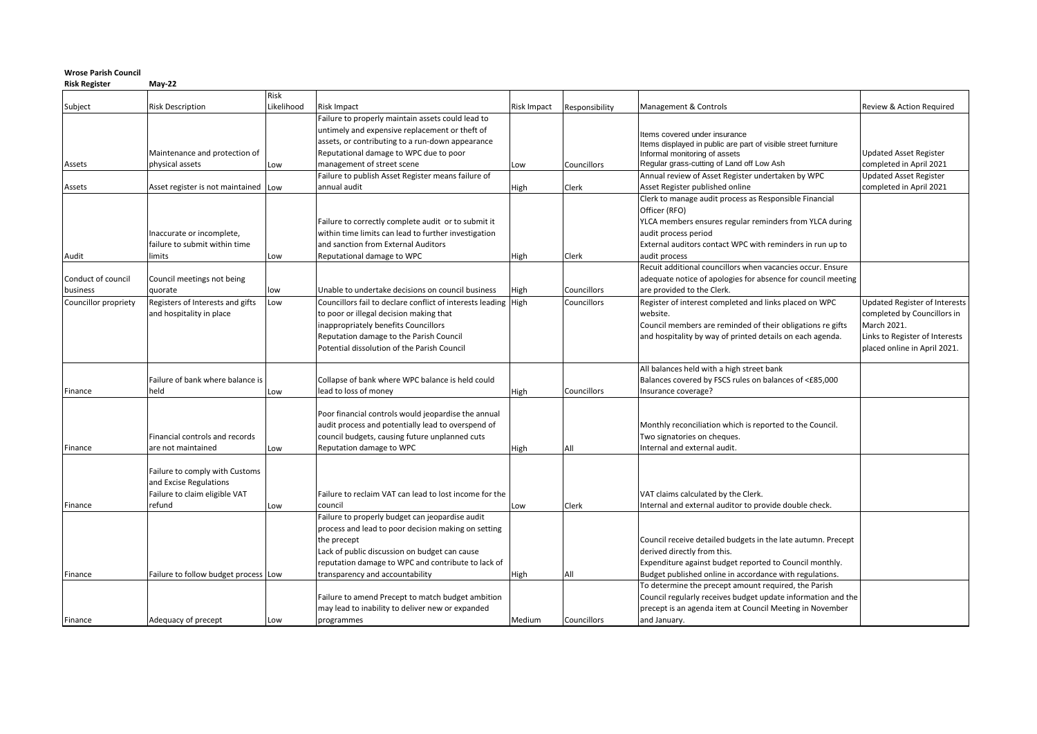**Wrose Parish Council**

**Risk Register** **May-22**

| Subject | Risk Description | Risk Likelihood | Risk Impact | Risk Impact | Responsibility | Management & Controls | Review & Action Required |
|---|---|---|---|---|---|---|---|
| Assets | Maintenance and protection of physical assets | Low | Failure to properly maintain assets could lead to untimely and expensive replacement or theft of assets, or contributing to a run-down appearance Reputational damage to WPC due to poor management of street scene | Low | Councillors | Items covered under insurance<br>Items displayed in public are part of visible street furniture<br>Informal monitoring of assets<br>Regular grass-cutting of Land off Low Ash | Updated Asset Register completed in April 2021 |
| Assets | Asset register is not maintained | Low | Failure to publish Asset Register means failure of annual audit | High | Clerk | Annual review of Asset Register undertaken by WPC<br>Asset Register published online | Updated Asset Register completed in April 2021 |
| Audit | Inaccurate or incomplete, failure to submit within time limits | Low | Failure to correctly complete audit or to submit it within time limits can lead to further investigation and sanction from External Auditors<br>Reputational damage to WPC | High | Clerk | Clerk to manage audit process as Responsible Financial Officer (RFO)<br>YLCA members ensures regular reminders from YLCA during audit process period<br>External auditors contact WPC with reminders in run up to audit process | |
| Conduct of council business | Council meetings not being quorate | low | Unable to undertake decisions on council business | High | Councillors | Recuit additional councillors when vacancies occur. Ensure adequate notice of apologies for absence for council meeting are provided to the Clerk. | |
| Councillor propriety | Registers of Interests and gifts and hospitality in place | Low | Councillors fail to declare conflict of interests leading to poor or illegal decision making that inappropriately benefits Councillors<br>Reputation damage to the Parish Council<br>Potential dissolution of the Parish Council | High | Councillors | Register of interest completed and links placed on WPC website.<br>Council members are reminded of their obligations re gifts and hospitality by way of printed details on each agenda. | Updated Register of Interests completed by Councillors in March 2021.<br>Links to Register of Interests placed online in April 2021. |
| Finance | Failure of bank where balance is held | Low | Collapse of bank where WPC balance is held could lead to loss of money | High | Councillors | All balances held with a high street bank<br>Balances covered by FSCS rules on balances of <£85,000<br>Insurance coverage? | |
| Finance | Financial controls and records are not maintained | Low | Poor financial controls would jeopardise the annual audit process and potentially lead to overspend of council budgets, causing future unplanned cuts<br>Reputation damage to WPC | High | All | Monthly reconciliation which is reported to the Council.<br>Two signatories on cheques.<br>Internal and external audit. | |
| Finance | Failure to comply with Customs and Excise Regulations<br>Failure to claim eligible VAT refund | Low | Failure to reclaim VAT can lead to lost income for the council | Low | Clerk | VAT claims calculated by the Clerk.<br>Internal and external auditor to provide double check. | |
| Finance | Failure to follow budget process | Low | Failure to properly budget can jeopardise audit process and lead to poor decision making on setting the precept<br>Lack of public discussion on budget can cause reputation damage to WPC and contribute to lack of transparency and accountability | High | All | Council receive detailed budgets in the late autumn. Precept derived directly from this.<br>Expenditure against budget reported to Council monthly.<br>Budget published online in accordance with regulations. | |
| Finance | Adequacy of precept | Low | Failure to amend Precept to match budget ambition may lead to inability to deliver new or expanded programmes | Medium | Councillors | To determine the precept amount required, the Parish Council regularly receives budget update information and the precept is an agenda item at Council Meeting in November and January. | |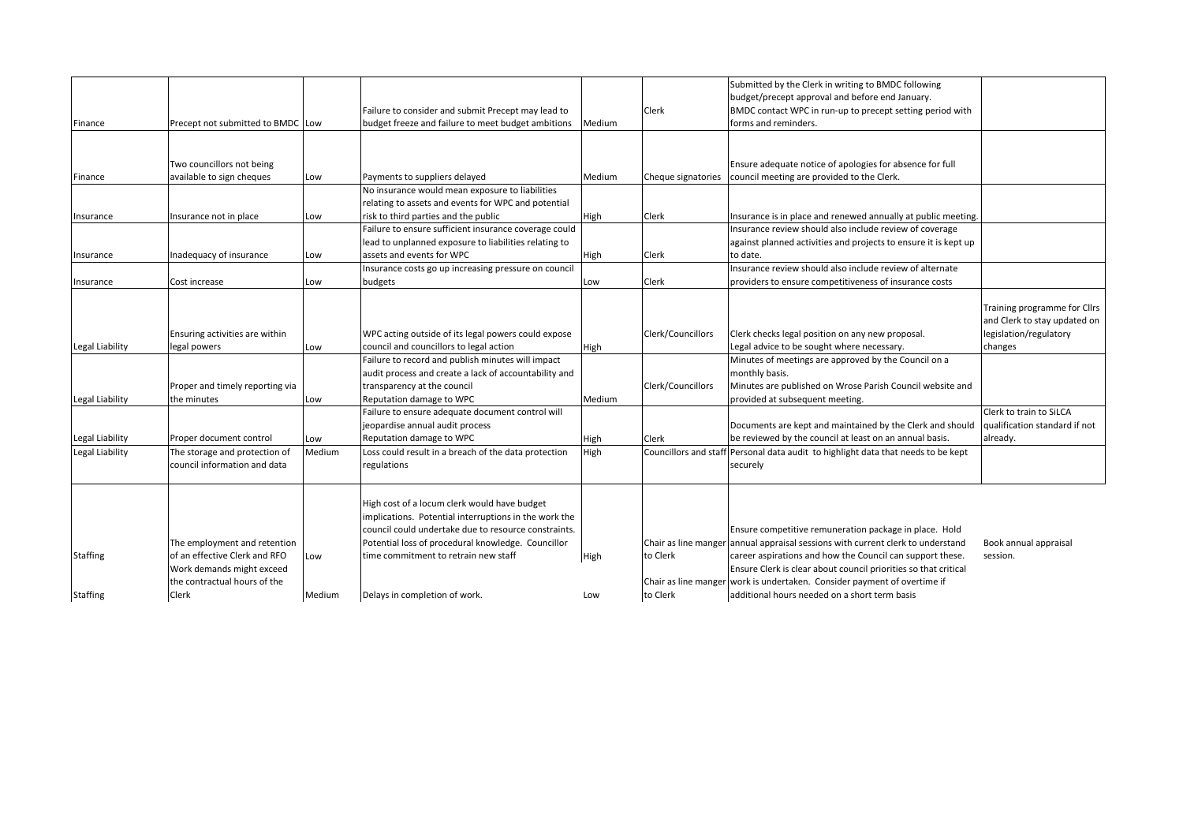| | | | | | | | |
|---|---|---|---|---|---|---|---|
| Finance | Precept not submitted to BMDC | Low | Failure to consider and submit Precept may lead to budget freeze and failure to meet budget ambitions | Medium | Clerk | Submitted by the Clerk in writing to BMDC following budget/precept approval and before end January. BMDC contact WPC in run-up to precept setting period with forms and reminders. | |
| Finance | Two councillors not being available to sign cheques | Low | Payments to suppliers delayed | Medium | Cheque signatories | Ensure adequate notice of apologies for absence for full council meeting are provided to the Clerk. | |
| Insurance | Insurance not in place | Low | No insurance would mean exposure to liabilities relating to assets and events for WPC and potential risk to third parties and the public | High | Clerk | Insurance is in place and renewed annually at public meeting. | |
| Insurance | Inadequacy of insurance | Low | Failure to ensure sufficient insurance coverage could lead to unplanned exposure to liabilities relating to assets and events for WPC | High | Clerk | Insurance review should also include review of coverage against planned activities and projects to ensure it is kept up to date. | |
| Insurance | Cost increase | Low | Insurance costs go up increasing pressure on council budgets | Low | Clerk | Insurance review should also include review of alternate providers to ensure competitiveness of insurance costs | |
| Legal Liability | Ensuring activities are within legal powers | Low | WPC acting outside of its legal powers could expose council and councillors to legal action | High | Clerk/Councillors | Clerk checks legal position on any new proposal. Legal advice to be sought where necessary. | Training programme for Cllrs and Clerk to stay updated on legislation/regulatory changes |
| Legal Liability | Proper and timely reporting via the minutes | Low | Failure to record and publish minutes will impact audit process and create a lack of accountability and transparency at the council Reputation damage to WPC | Medium | Clerk/Councillors | Minutes of meetings are approved by the Council on a monthly basis. Minutes are published on Wrose Parish Council website and provided at subsequent meeting. | |
| Legal Liability | Proper document control | Low | Failure to ensure adequate document control will jeopardise annual audit process Reputation damage to WPC | High | Clerk | Documents are kept and maintained by the Clerk and should be reviewed by the council at least on an annual basis. | Clerk to train to SiLCA qualification standard if not already. |
| Legal Liability | The storage and protection of council information and data | Medium | Loss could result in a breach of the data protection regulations | High | Councillors and staff | Personal data audit to highlight data that needs to be kept securely | |
| Staffing | The employment and retention of an effective Clerk and RFO | Low | High cost of a locum clerk would have budget implications. Potential interruptions in the work the council could undertake due to resource constraints. Potential loss of procedural knowledge. Councillor time commitment to retrain new staff | High | Chair as line manger to Clerk | Ensure competitive remuneration package in place. Hold annual appraisal sessions with current clerk to understand career aspirations and how the Council can support these. | Book annual appraisal session. |
| Staffing | Work demands might exceed the contractual hours of the Clerk | Medium | Delays in completion of work. | Low | Chair as line manger to Clerk | Ensure Clerk is clear about council priorities so that critical work is undertaken. Consider payment of overtime if additional hours needed on a short term basis | |